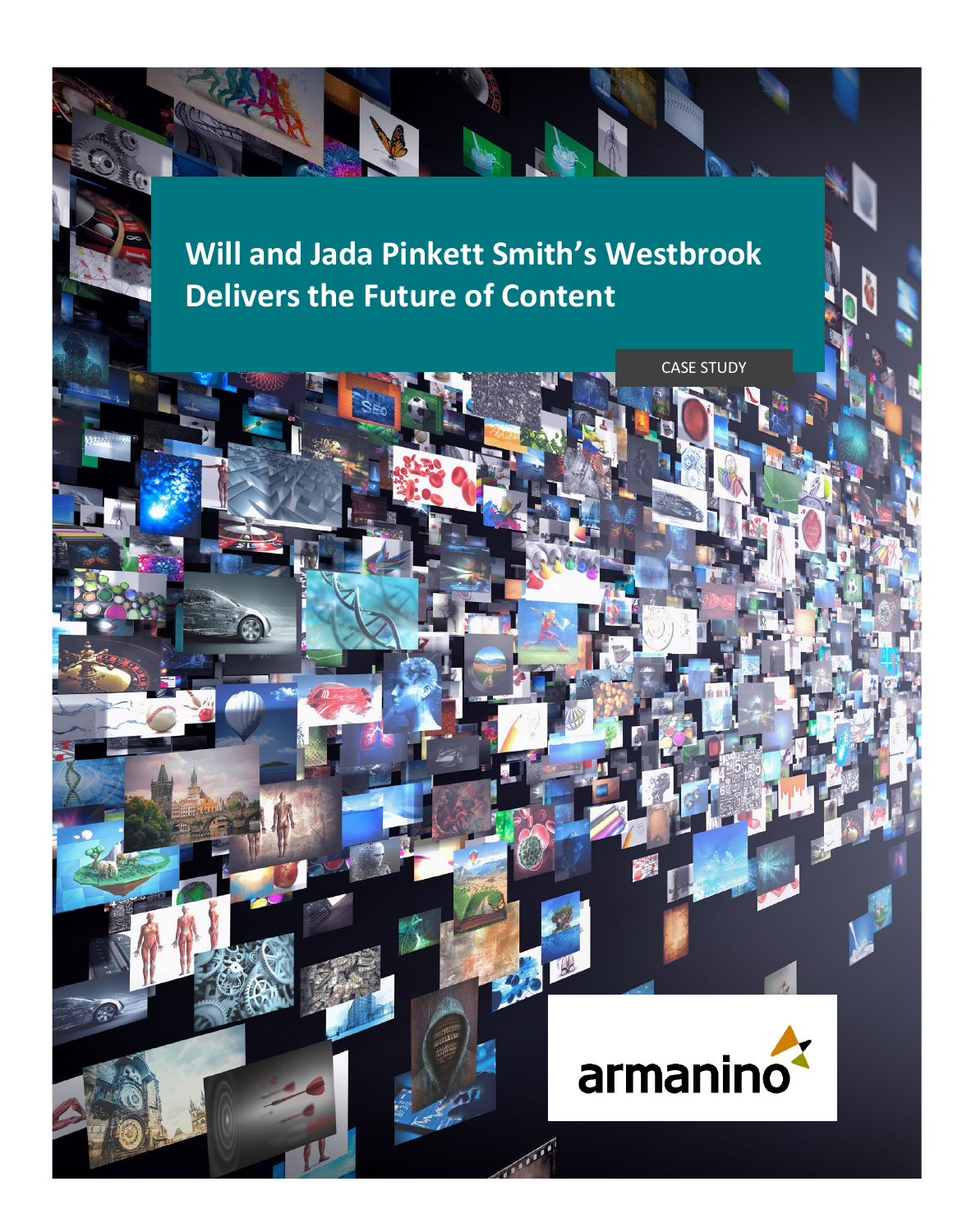# Will and Jada Pinkett Smith's Westbrook Delivers the Future of Content

CASE STUDY

armanino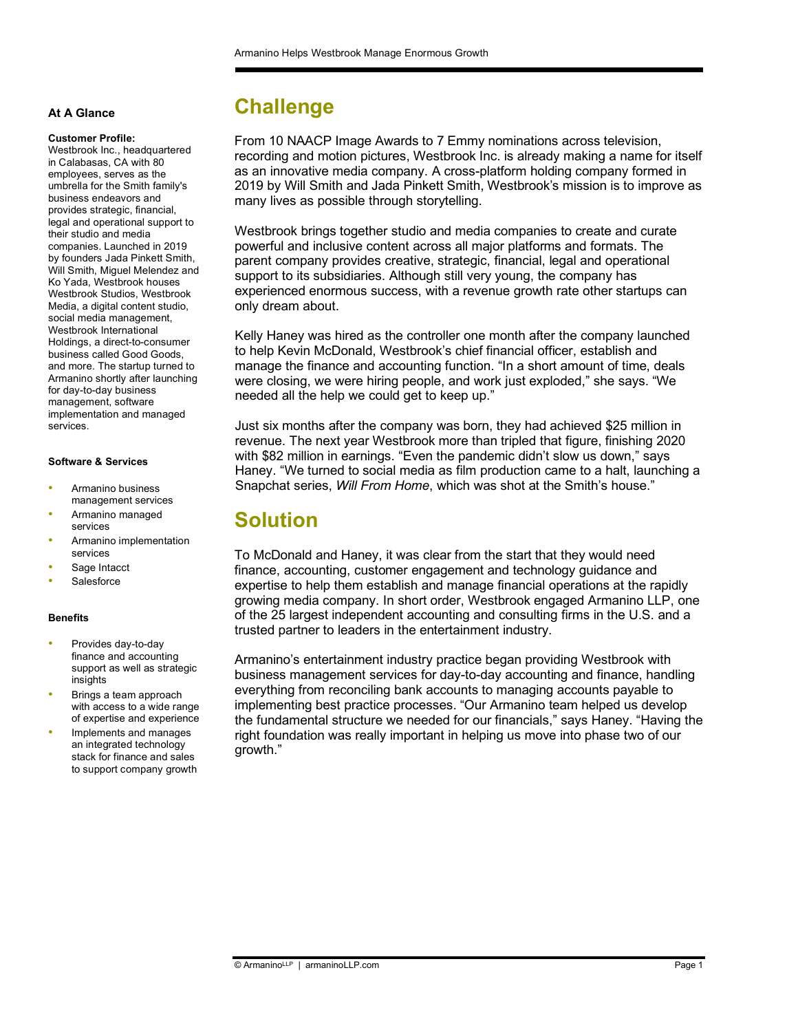### At A Glance

**Customer Profile:**
Westbrook Inc., headquartered in Calabasas, CA with 80 employees, serves as the umbrella for the Smith family's business endeavors and provides strategic, financial, legal and operational support to their studio and media companies. Launched in 2019 by founders Jada Pinkett Smith, Will Smith, Miguel Melendez and Ko Yada, Westbrook houses Westbrook Studios, Westbrook Media, a digital content studio, social media management, Westbrook International Holdings, a direct-to-consumer business called Good Goods, and more. The startup turned to Armanino shortly after launching for day-to-day business management, software implementation and managed services.

**Software & Services**

- Armanino business management services
- Armanino managed services
- Armanino implementation services
- Sage Intacct
- Salesforce

**Benefits**

- Provides day-to-day finance and accounting support as well as strategic insights
- Brings a team approach with access to a wide range of expertise and experience
- Implements and manages an integrated technology stack for finance and sales to support company growth

## Challenge

From 10 NAACP Image Awards to 7 Emmy nominations across television, recording and motion pictures, Westbrook Inc. is already making a name for itself as an innovative media company. A cross-platform holding company formed in 2019 by Will Smith and Jada Pinkett Smith, Westbrook's mission is to improve as many lives as possible through storytelling.

Westbrook brings together studio and media companies to create and curate powerful and inclusive content across all major platforms and formats. The parent company provides creative, strategic, financial, legal and operational support to its subsidiaries. Although still very young, the company has experienced enormous success, with a revenue growth rate other startups can only dream about.

Kelly Haney was hired as the controller one month after the company launched to help Kevin McDonald, Westbrook's chief financial officer, establish and manage the finance and accounting function. "In a short amount of time, deals were closing, we were hiring people, and work just exploded," she says. "We needed all the help we could get to keep up."

Just six months after the company was born, they had achieved $25 million in revenue. The next year Westbrook more than tripled that figure, finishing 2020 with $82 million in earnings. "Even the pandemic didn't slow us down," says Haney. "We turned to social media as film production came to a halt, launching a Snapchat series, *Will From Home*, which was shot at the Smith's house."

## Solution

To McDonald and Haney, it was clear from the start that they would need finance, accounting, customer engagement and technology guidance and expertise to help them establish and manage financial operations at the rapidly growing media company. In short order, Westbrook engaged Armanino LLP, one of the 25 largest independent accounting and consulting firms in the U.S. and a trusted partner to leaders in the entertainment industry.

Armanino's entertainment industry practice began providing Westbrook with business management services for day-to-day accounting and finance, handling everything from reconciling bank accounts to managing accounts payable to implementing best practice processes. "Our Armanino team helped us develop the fundamental structure we needed for our financials," says Haney. "Having the right foundation was really important in helping us move into phase two of our growth."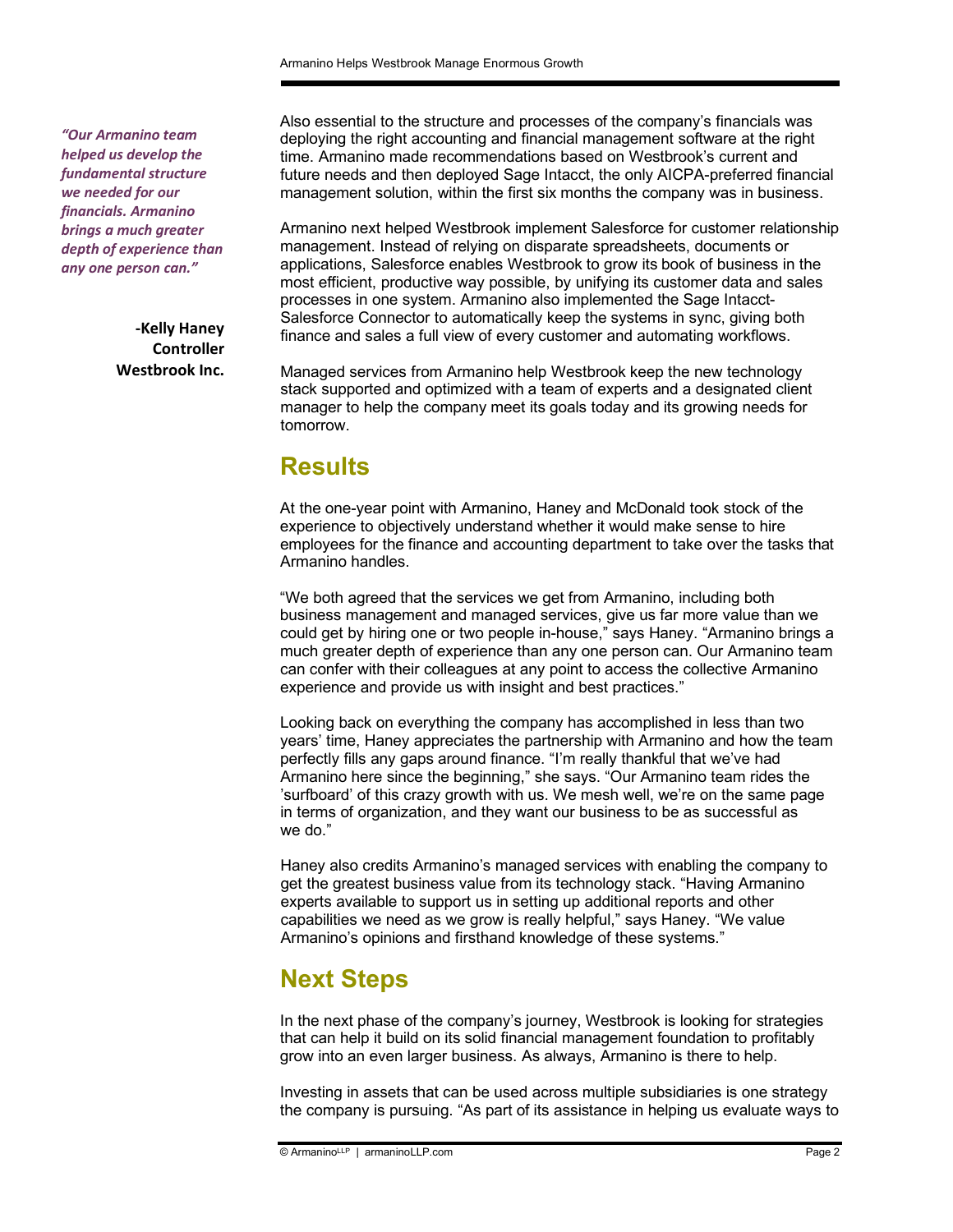*"Our Armanino team helped us develop the fundamental structure we needed for our financials. Armanino brings a much greater depth of experience than any one person can."*

**-Kelly Haney**
**Controller**
**Westbrook Inc.**

Also essential to the structure and processes of the company's financials was deploying the right accounting and financial management software at the right time. Armanino made recommendations based on Westbrook's current and future needs and then deployed Sage Intacct, the only AICPA-preferred financial management solution, within the first six months the company was in business.

Armanino next helped Westbrook implement Salesforce for customer relationship management. Instead of relying on disparate spreadsheets, documents or applications, Salesforce enables Westbrook to grow its book of business in the most efficient, productive way possible, by unifying its customer data and sales processes in one system. Armanino also implemented the Sage Intacct-Salesforce Connector to automatically keep the systems in sync, giving both finance and sales a full view of every customer and automating workflows.

Managed services from Armanino help Westbrook keep the new technology stack supported and optimized with a team of experts and a designated client manager to help the company meet its goals today and its growing needs for tomorrow.

## Results

At the one-year point with Armanino, Haney and McDonald took stock of the experience to objectively understand whether it would make sense to hire employees for the finance and accounting department to take over the tasks that Armanino handles.

"We both agreed that the services we get from Armanino, including both business management and managed services, give us far more value than we could get by hiring one or two people in-house," says Haney. "Armanino brings a much greater depth of experience than any one person can. Our Armanino team can confer with their colleagues at any point to access the collective Armanino experience and provide us with insight and best practices."

Looking back on everything the company has accomplished in less than two years' time, Haney appreciates the partnership with Armanino and how the team perfectly fills any gaps around finance. "I'm really thankful that we've had Armanino here since the beginning," she says. "Our Armanino team rides the 'surfboard' of this crazy growth with us. We mesh well, we're on the same page in terms of organization, and they want our business to be as successful as we do."

Haney also credits Armanino's managed services with enabling the company to get the greatest business value from its technology stack. "Having Armanino experts available to support us in setting up additional reports and other capabilities we need as we grow is really helpful," says Haney. "We value Armanino's opinions and firsthand knowledge of these systems."

## Next Steps

In the next phase of the company's journey, Westbrook is looking for strategies that can help it build on its solid financial management foundation to profitably grow into an even larger business. As always, Armanino is there to help.

Investing in assets that can be used across multiple subsidiaries is one strategy the company is pursuing. "As part of its assistance in helping us evaluate ways to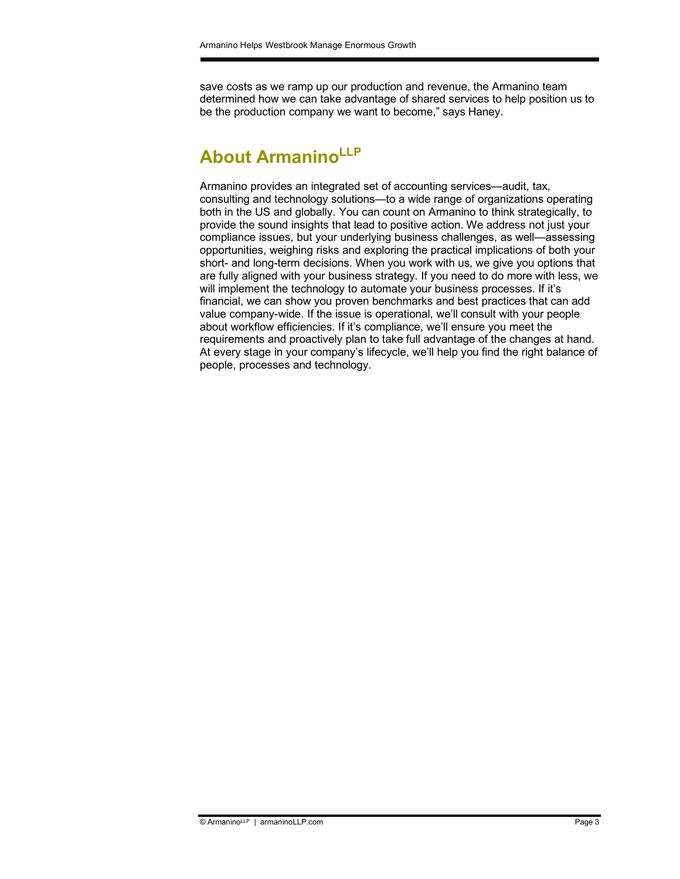save costs as we ramp up our production and revenue, the Armanino team determined how we can take advantage of shared services to help position us to be the production company we want to become," says Haney.

## About Armanino LLP

Armanino provides an integrated set of accounting services—audit, tax, consulting and technology solutions—to a wide range of organizations operating both in the US and globally. You can count on Armanino to think strategically, to provide the sound insights that lead to positive action. We address not just your compliance issues, but your underlying business challenges, as well—assessing opportunities, weighing risks and exploring the practical implications of both your short- and long-term decisions. When you work with us, we give you options that are fully aligned with your business strategy. If you need to do more with less, we will implement the technology to automate your business processes. If it's financial, we can show you proven benchmarks and best practices that can add value company-wide. If the issue is operational, we'll consult with your people about workflow efficiencies. If it's compliance, we'll ensure you meet the requirements and proactively plan to take full advantage of the changes at hand. At every stage in your company's lifecycle, we'll help you find the right balance of people, processes and technology.